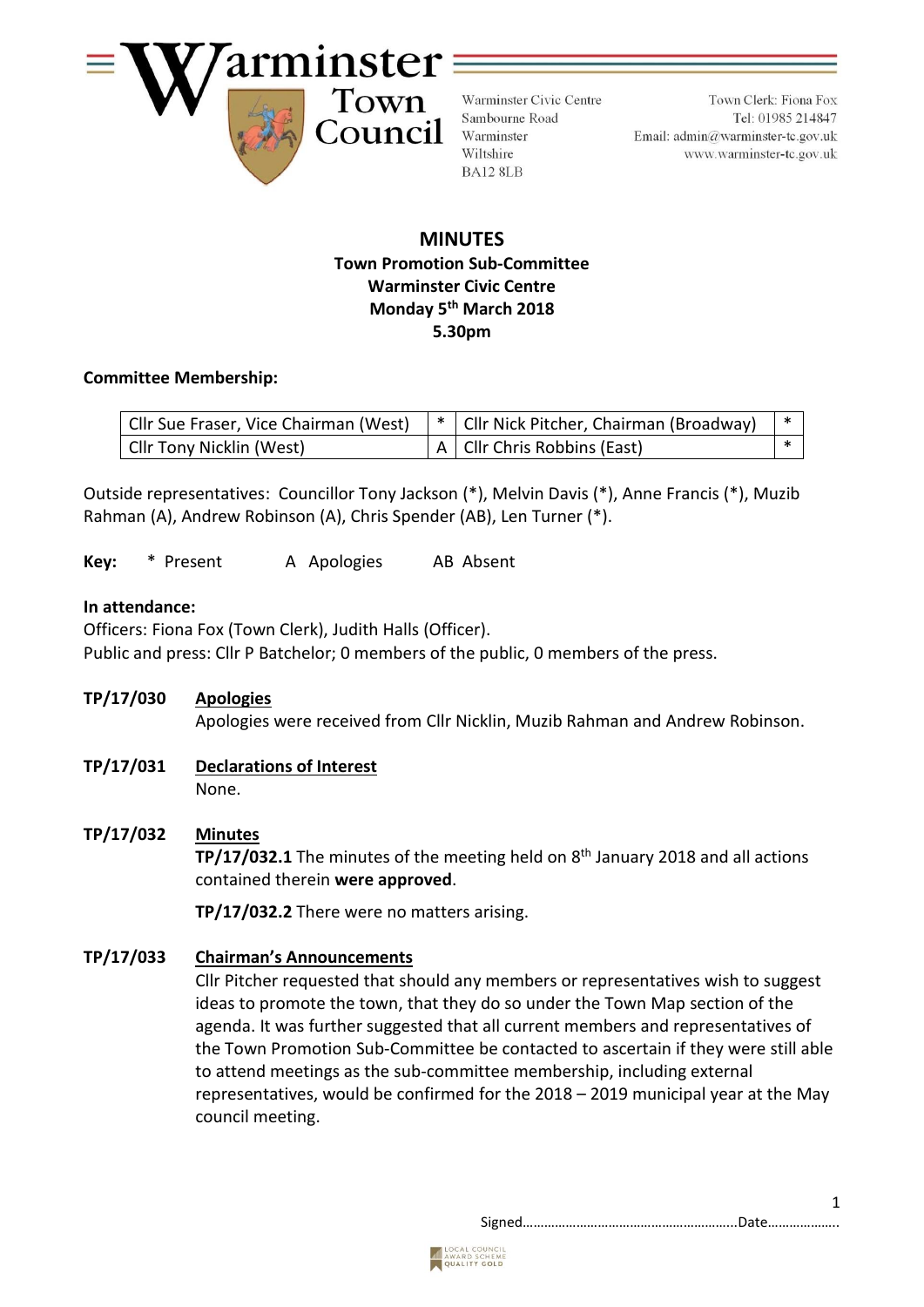Warminster Town Council

Warminster Civic Centre
Sambourne Road
Warminster
Wiltshire
BA12 8LB

Town Clerk: Fiona Fox
Tel: 01985 214847
Email: admin@warminster-tc.gov.uk
www.warminster-tc.gov.uk

# MINUTES

**Town Promotion Sub-Committee**
**Warminster Civic Centre**
**Monday 5th March 2018**
**5.30pm**

**Committee Membership:**

| | | | |
|---|---|---|---|
| Cllr Sue Fraser, Vice Chairman (West) | * | Cllr Nick Pitcher, Chairman (Broadway) | * |
| Cllr Tony Nicklin (West) | A | Cllr Chris Robbins (East) | * |

Outside representatives: Councillor Tony Jackson (*), Melvin Davis (*), Anne Francis (*), Muzib Rahman (A), Andrew Robinson (A), Chris Spender (AB), Len Turner (*).

**Key:** * Present A Apologies AB Absent

**In attendance:**
Officers: Fiona Fox (Town Clerk), Judith Halls (Officer).
Public and press: Cllr P Batchelor; 0 members of the public, 0 members of the press.

**TP/17/030 Apologies**
Apologies were received from Cllr Nicklin, Muzib Rahman and Andrew Robinson.

**TP/17/031 Declarations of Interest**
None.

**TP/17/032 Minutes**
**TP/17/032.1** The minutes of the meeting held on 8th January 2018 and all actions contained therein **were approved**.

**TP/17/032.2** There were no matters arising.

**TP/17/033 Chairman's Announcements**
Cllr Pitcher requested that should any members or representatives wish to suggest ideas to promote the town, that they do so under the Town Map section of the agenda. It was further suggested that all current members and representatives of the Town Promotion Sub-Committee be contacted to ascertain if they were still able to attend meetings as the sub-committee membership, including external representatives, would be confirmed for the 2018 – 2019 municipal year at the May council meeting.

Signed……………………………………………………Date………………..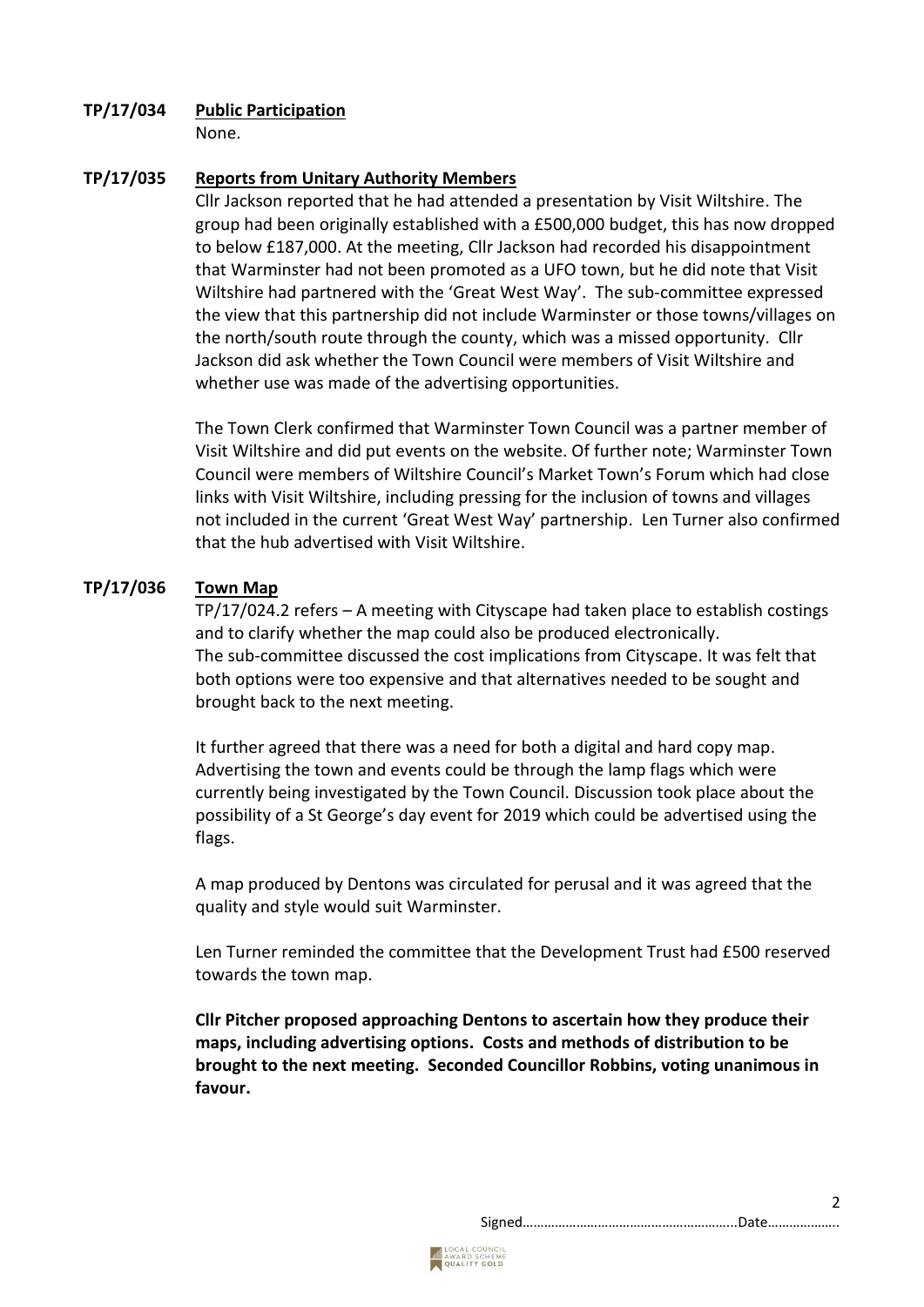**TP/17/034 Public Participation**

None.

**TP/17/035 Reports from Unitary Authority Members**

Cllr Jackson reported that he had attended a presentation by Visit Wiltshire. The group had been originally established with a £500,000 budget, this has now dropped to below £187,000. At the meeting, Cllr Jackson had recorded his disappointment that Warminster had not been promoted as a UFO town, but he did note that Visit Wiltshire had partnered with the 'Great West Way'. The sub-committee expressed the view that this partnership did not include Warminster or those towns/villages on the north/south route through the county, which was a missed opportunity. Cllr Jackson did ask whether the Town Council were members of Visit Wiltshire and whether use was made of the advertising opportunities.

The Town Clerk confirmed that Warminster Town Council was a partner member of Visit Wiltshire and did put events on the website. Of further note; Warminster Town Council were members of Wiltshire Council's Market Town's Forum which had close links with Visit Wiltshire, including pressing for the inclusion of towns and villages not included in the current 'Great West Way' partnership. Len Turner also confirmed that the hub advertised with Visit Wiltshire.

**TP/17/036 Town Map**

TP/17/024.2 refers – A meeting with Cityscape had taken place to establish costings and to clarify whether the map could also be produced electronically.
The sub-committee discussed the cost implications from Cityscape. It was felt that both options were too expensive and that alternatives needed to be sought and brought back to the next meeting.

It further agreed that there was a need for both a digital and hard copy map. Advertising the town and events could be through the lamp flags which were currently being investigated by the Town Council. Discussion took place about the possibility of a St George's day event for 2019 which could be advertised using the flags.

A map produced by Dentons was circulated for perusal and it was agreed that the quality and style would suit Warminster.

Len Turner reminded the committee that the Development Trust had £500 reserved towards the town map.

**Cllr Pitcher proposed approaching Dentons to ascertain how they produce their maps, including advertising options. Costs and methods of distribution to be brought to the next meeting. Seconded Councillor Robbins, voting unanimous in favour.**

Signed…………………………………………………..Date………………..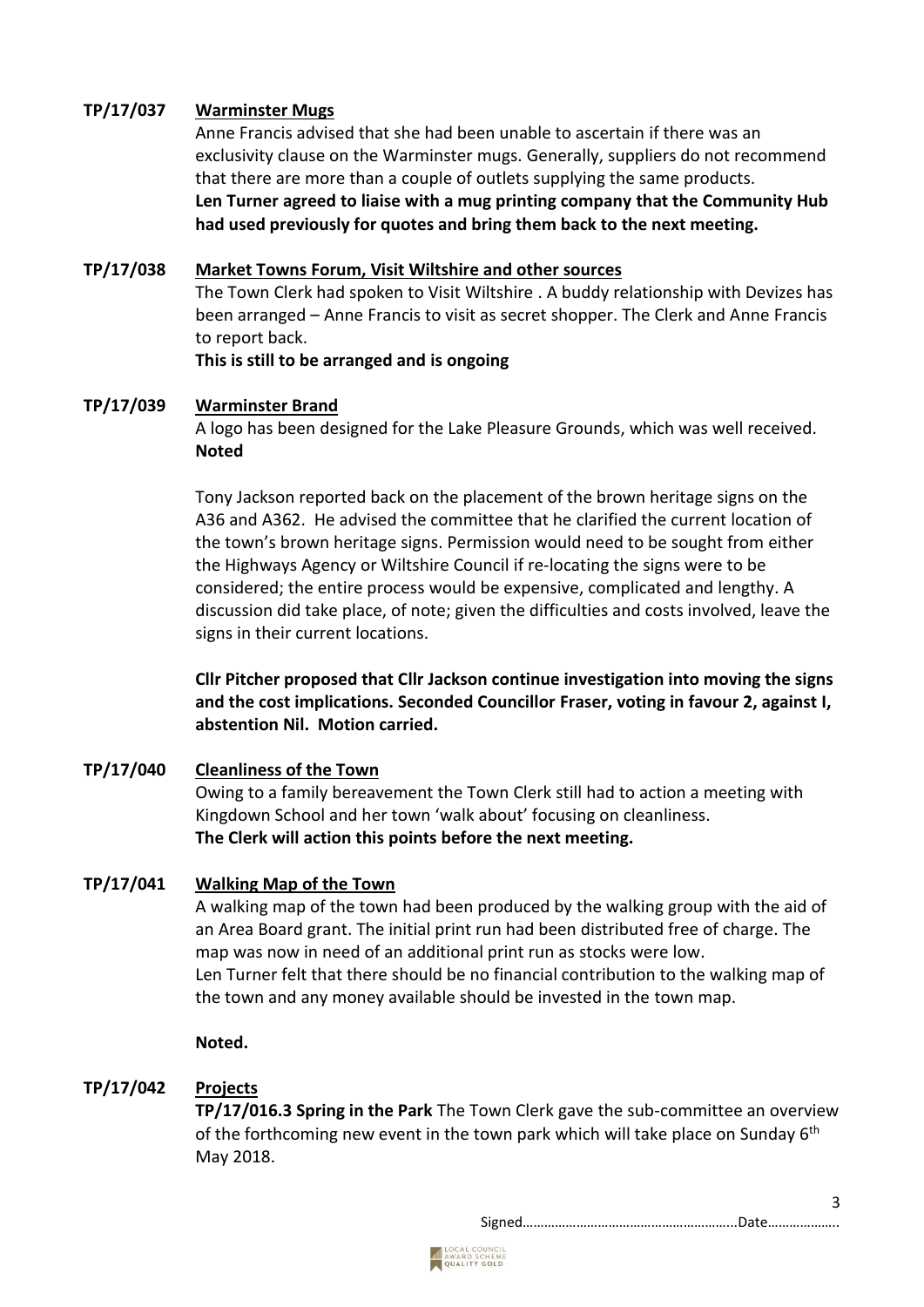**TP/17/037 Warminster Mugs**

Anne Francis advised that she had been unable to ascertain if there was an exclusivity clause on the Warminster mugs. Generally, suppliers do not recommend that there are more than a couple of outlets supplying the same products.
**Len Turner agreed to liaise with a mug printing company that the Community Hub had used previously for quotes and bring them back to the next meeting.**

**TP/17/038 Market Towns Forum, Visit Wiltshire and other sources**

The Town Clerk had spoken to Visit Wiltshire . A buddy relationship with Devizes has been arranged – Anne Francis to visit as secret shopper. The Clerk and Anne Francis to report back.
**This is still to be arranged and is ongoing**

**TP/17/039 Warminster Brand**

A logo has been designed for the Lake Pleasure Grounds, which was well received.
**Noted**

Tony Jackson reported back on the placement of the brown heritage signs on the A36 and A362. He advised the committee that he clarified the current location of the town's brown heritage signs. Permission would need to be sought from either the Highways Agency or Wiltshire Council if re-locating the signs were to be considered; the entire process would be expensive, complicated and lengthy. A discussion did take place, of note; given the difficulties and costs involved, leave the signs in their current locations.

**Cllr Pitcher proposed that Cllr Jackson continue investigation into moving the signs and the cost implications. Seconded Councillor Fraser, voting in favour 2, against I, abstention Nil. Motion carried.**

**TP/17/040 Cleanliness of the Town**

Owing to a family bereavement the Town Clerk still had to action a meeting with Kingdown School and her town 'walk about' focusing on cleanliness.
**The Clerk will action this points before the next meeting.**

**TP/17/041 Walking Map of the Town**

A walking map of the town had been produced by the walking group with the aid of an Area Board grant. The initial print run had been distributed free of charge. The map was now in need of an additional print run as stocks were low.
Len Turner felt that there should be no financial contribution to the walking map of the town and any money available should be invested in the town map.

**Noted.**

**TP/17/042 Projects**

**TP/17/016.3 Spring in the Park** The Town Clerk gave the sub-committee an overview of the forthcoming new event in the town park which will take place on Sunday 6th May 2018.

Signed……………………………………………………..Date………………..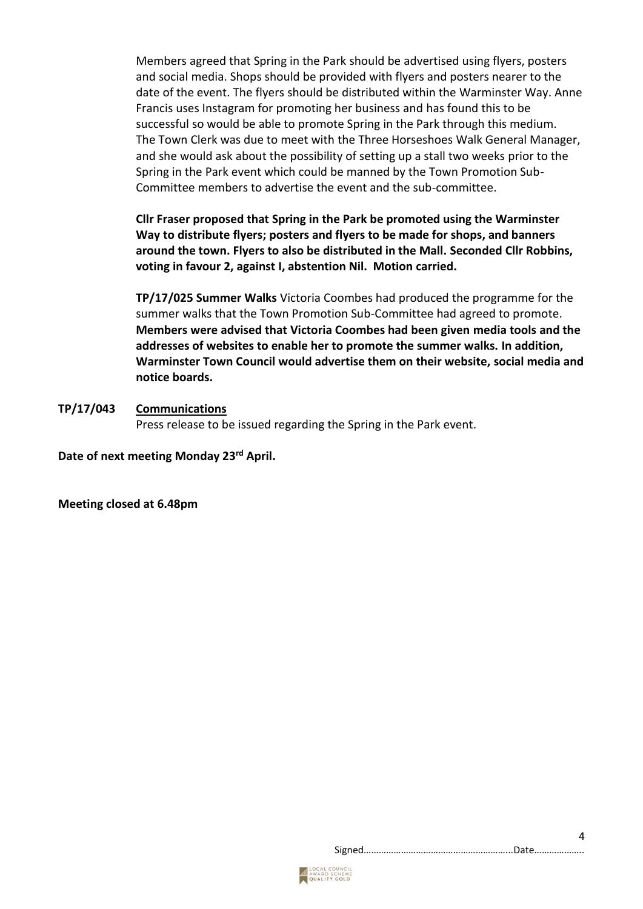Members agreed that Spring in the Park should be advertised using flyers, posters and social media. Shops should be provided with flyers and posters nearer to the date of the event. The flyers should be distributed within the Warminster Way. Anne Francis uses Instagram for promoting her business and has found this to be successful so would be able to promote Spring in the Park through this medium. The Town Clerk was due to meet with the Three Horseshoes Walk General Manager, and she would ask about the possibility of setting up a stall two weeks prior to the Spring in the Park event which could be manned by the Town Promotion Sub-Committee members to advertise the event and the sub-committee.

**Cllr Fraser proposed that Spring in the Park be promoted using the Warminster Way to distribute flyers; posters and flyers to be made for shops, and banners around the town. Flyers to also be distributed in the Mall. Seconded Cllr Robbins, voting in favour 2, against I, abstention Nil. Motion carried.**

**TP/17/025 Summer Walks** Victoria Coombes had produced the programme for the summer walks that the Town Promotion Sub-Committee had agreed to promote. **Members were advised that Victoria Coombes had been given media tools and the addresses of websites to enable her to promote the summer walks. In addition, Warminster Town Council would advertise them on their website, social media and notice boards.**

**TP/17/043 Communications**

Press release to be issued regarding the Spring in the Park event.

**Date of next meeting Monday 23rd April.**

**Meeting closed at 6.48pm**

Signed……………………………………………….....Date………………..